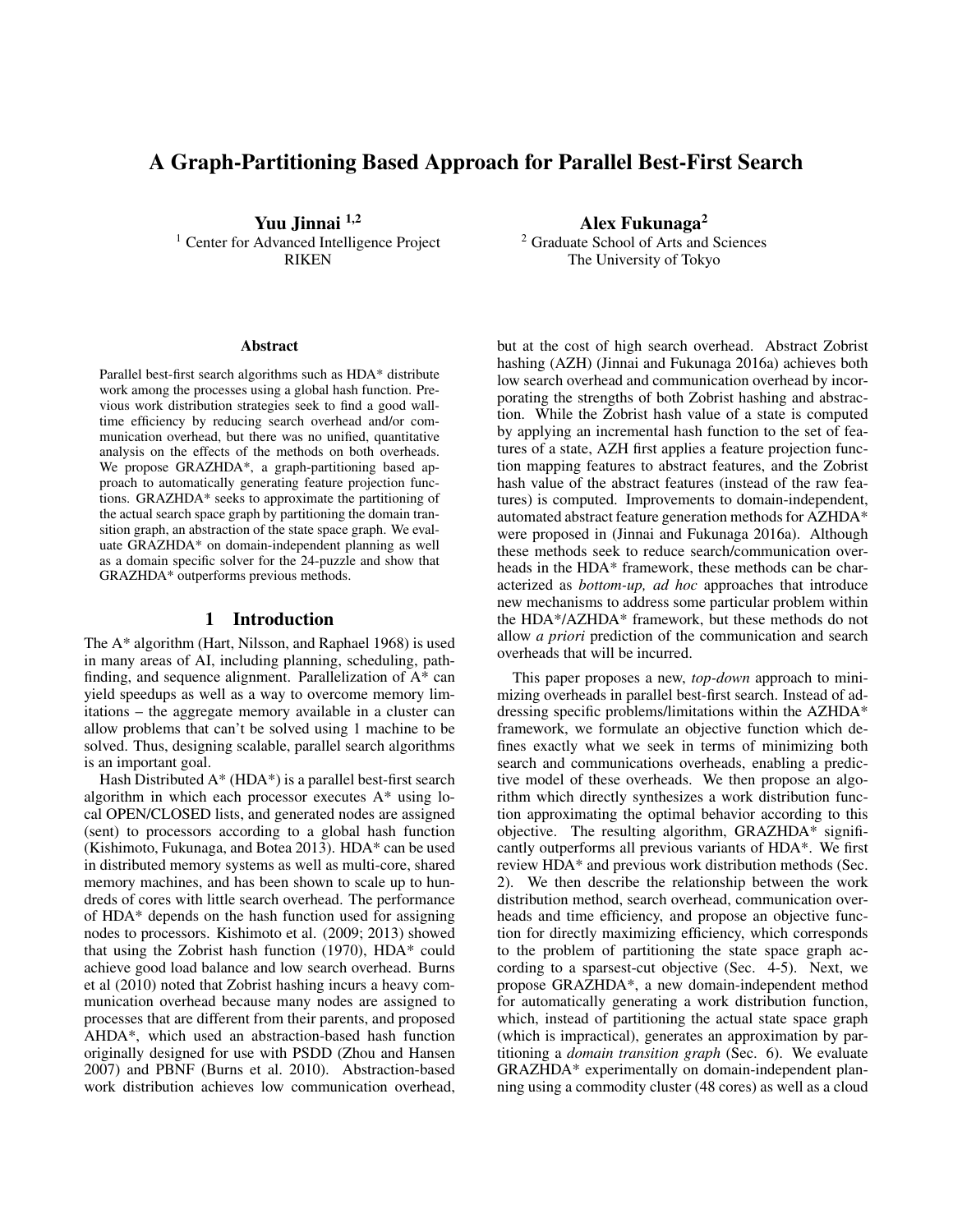# A Graph-Partitioning Based Approach for Parallel Best-First Search

**Yuu Jinnai** [1,2]
[1] Center for Advanced Intelligence Project
RIKEN

**Alex Fukunaga**[2]
[2] Graduate School of Arts and Sciences
The University of Tokyo

## Abstract

Parallel best-first search algorithms such as HDA* distribute work among the processes using a global hash function. Previous work distribution strategies seek to find a good walltime efficiency by reducing search overhead and/or communication overhead, but there was no unified, quantitative analysis on the effects of the methods on both overheads. We propose GRAZHDA*, a graph-partitioning based approach to automatically generating feature projection functions. GRAZHDA* seeks to approximate the partitioning of the actual search space graph by partitioning the domain transition graph, an abstraction of the state space graph. We evaluate GRAZHDA* on domain-independent planning as well as a domain specific solver for the 24-puzzle and show that GRAZHDA* outperforms previous methods.

## 1 Introduction

The A* algorithm (Hart, Nilsson, and Raphael 1968) is used in many areas of AI, including planning, scheduling, pathfinding, and sequence alignment. Parallelization of A* can yield speedups as well as a way to overcome memory limitations – the aggregate memory available in a cluster can allow problems that can't be solved using 1 machine to be solved. Thus, designing scalable, parallel search algorithms is an important goal.

Hash Distributed A* (HDA*) is a parallel best-first search algorithm in which each processor executes A* using local OPEN/CLOSED lists, and generated nodes are assigned (sent) to processors according to a global hash function (Kishimoto, Fukunaga, and Botea 2013). HDA* can be used in distributed memory systems as well as multi-core, shared memory machines, and has been shown to scale up to hundreds of cores with little search overhead. The performance of HDA* depends on the hash function used for assigning nodes to processors. Kishimoto et al. (2009; 2013) showed that using the Zobrist hash function (1970), HDA* could achieve good load balance and low search overhead. Burns et al (2010) noted that Zobrist hashing incurs a heavy communication overhead because many nodes are assigned to processes that are different from their parents, and proposed AHDA*, which used an abstraction-based hash function originally designed for use with PSDD (Zhou and Hansen 2007) and PBNF (Burns et al. 2010). Abstraction-based work distribution achieves low communication overhead, but at the cost of high search overhead. Abstract Zobrist hashing (AZH) (Jinnai and Fukunaga 2016a) achieves both low search overhead and communication overhead by incorporating the strengths of both Zobrist hashing and abstraction. While the Zobrist hash value of a state is computed by applying an incremental hash function to the set of features of a state, AZH first applies a feature projection function mapping features to abstract features, and the Zobrist hash value of the abstract features (instead of the raw features) is computed. Improvements to domain-independent, automated abstract feature generation methods for AZHDA* were proposed in (Jinnai and Fukunaga 2016a). Although these methods seek to reduce search/communication overheads in the HDA* framework, these methods can be characterized as *bottom-up, ad hoc* approaches that introduce new mechanisms to address some particular problem within the HDA*/AZHDA* framework, but these methods do not allow *a priori* prediction of the communication and search overheads that will be incurred.

This paper proposes a new, *top-down* approach to minimizing overheads in parallel best-first search. Instead of addressing specific problems/limitations within the AZHDA* framework, we formulate an objective function which defines exactly what we seek in terms of minimizing both search and communications overheads, enabling a predictive model of these overheads. We then propose an algorithm which directly synthesizes a work distribution function approximating the optimal behavior according to this objective. The resulting algorithm, GRAZHDA* significantly outperforms all previous variants of HDA*. We first review HDA* and previous work distribution methods (Sec. 2). We then describe the relationship between the work distribution method, search overhead, communication overheads and time efficiency, and propose an objective function for directly maximizing efficiency, which corresponds to the problem of partitioning the state space graph according to a sparsest-cut objective (Sec. 4-5). Next, we propose GRAZHDA*, a new domain-independent method for automatically generating a work distribution function, which, instead of partitioning the actual state space graph (which is impractical), generates an approximation by partitioning a *domain transition graph* (Sec. 6). We evaluate GRAZHDA* experimentally on domain-independent planning using a commodity cluster (48 cores) as well as a cloud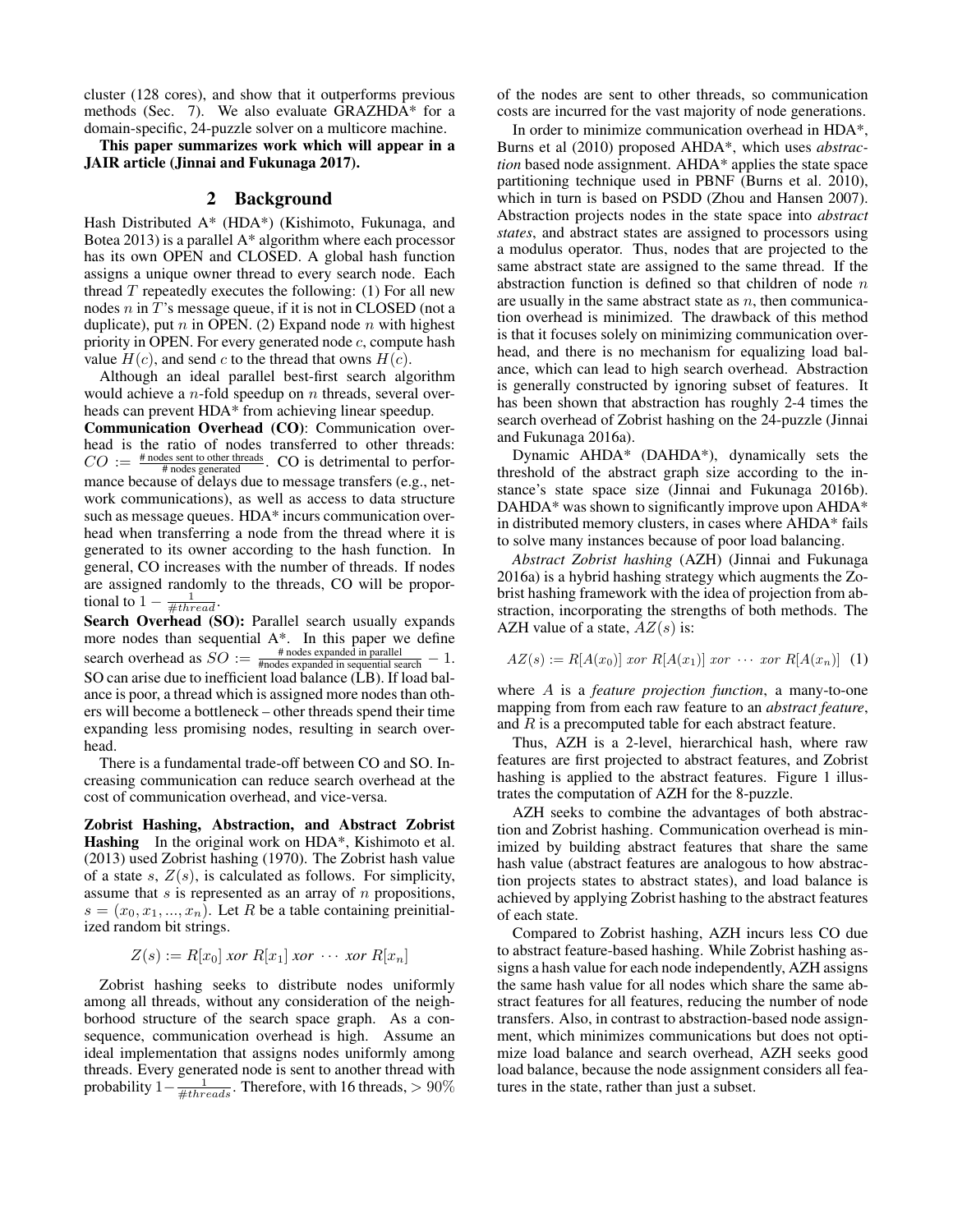cluster (128 cores), and show that it outperforms previous methods (Sec. 7). We also evaluate GRAZHDA* for a domain-specific, 24-puzzle solver on a multicore machine.

**This paper summarizes work which will appear in a JAIR article (Jinnai and Fukunaga 2017).**

## 2 Background

Hash Distributed A* (HDA*) (Kishimoto, Fukunaga, and Botea 2013) is a parallel A* algorithm where each processor has its own OPEN and CLOSED. A global hash function assigns a unique owner thread to every search node. Each thread $T$ repeatedly executes the following: (1) For all new nodes $n$ in $T$'s message queue, if it is not in CLOSED (not a duplicate), put $n$ in OPEN. (2) Expand node $n$ with highest priority in OPEN. For every generated node $c$, compute hash value $H(c)$, and send $c$ to the thread that owns $H(c)$.

Although an ideal parallel best-first search algorithm would achieve a $n$-fold speedup on $n$ threads, several overheads can prevent HDA* from achieving linear speedup.

**Communication Overhead (CO)**: Communication overhead is the ratio of nodes transferred to other threads: $CO := \frac{\text{\# nodes sent to other threads}}{\text{\# nodes generated}}$. CO is detrimental to performance because of delays due to message transfers (e.g., network communications), as well as access to data structure such as message queues. HDA* incurs communication overhead when transferring a node from the thread where it is generated to its owner according to the hash function. In general, CO increases with the number of threads. If nodes are assigned randomly to the threads, CO will be proportional to $1 - \frac{1}{\#thread}$.

**Search Overhead (SO):** Parallel search usually expands more nodes than sequential A*. In this paper we define search overhead as $SO := \frac{\text{\# nodes expanded in parallel}}{\text{\#nodes expanded in sequential search}} - 1$. SO can arise due to inefficient load balance (LB). If load balance is poor, a thread which is assigned more nodes than others will become a bottleneck – other threads spend their time expanding less promising nodes, resulting in search overhead.

There is a fundamental trade-off between CO and SO. Increasing communication can reduce search overhead at the cost of communication overhead, and vice-versa.

**Zobrist Hashing, Abstraction, and Abstract Zobrist Hashing** In the original work on HDA*, Kishimoto et al. (2013) used Zobrist hashing (1970). The Zobrist hash value of a state $s$, $Z(s)$, is calculated as follows. For simplicity, assume that $s$ is represented as an array of $n$ propositions, $s = (x_0, x_1, ..., x_n)$. Let $R$ be a table containing preinitialized random bit strings.

$$Z(s) := R[x_0] \; xor \; R[x_1] \; xor \; \cdots \; xor \; R[x_n]$$

Zobrist hashing seeks to distribute nodes uniformly among all threads, without any consideration of the neighborhood structure of the search space graph. As a consequence, communication overhead is high. Assume an ideal implementation that assigns nodes uniformly among threads. Every generated node is sent to another thread with probability $1 - \frac{1}{\#threads}$. Therefore, with 16 threads, $> 90\%$ of the nodes are sent to other threads, so communication costs are incurred for the vast majority of node generations.

In order to minimize communication overhead in HDA*, Burns et al (2010) proposed AHDA*, which uses *abstraction* based node assignment. AHDA* applies the state space partitioning technique used in PBNF (Burns et al. 2010), which in turn is based on PSDD (Zhou and Hansen 2007). Abstraction projects nodes in the state space into *abstract states*, and abstract states are assigned to processors using a modulus operator. Thus, nodes that are projected to the same abstract state are assigned to the same thread. If the abstraction function is defined so that children of node $n$ are usually in the same abstract state as $n$, then communication overhead is minimized. The drawback of this method is that it focuses solely on minimizing communication overhead, and there is no mechanism for equalizing load balance, which can lead to high search overhead. Abstraction is generally constructed by ignoring subset of features. It has been shown that abstraction has roughly 2-4 times the search overhead of Zobrist hashing on the 24-puzzle (Jinnai and Fukunaga 2016a).

Dynamic AHDA* (DAHDA*), dynamically sets the threshold of the abstract graph size according to the instance's state space size (Jinnai and Fukunaga 2016b). DAHDA* was shown to significantly improve upon AHDA* in distributed memory clusters, in cases where AHDA* fails to solve many instances because of poor load balancing.

*Abstract Zobrist hashing* (AZH) (Jinnai and Fukunaga 2016a) is a hybrid hashing strategy which augments the Zobrist hashing framework with the idea of projection from abstraction, incorporating the strengths of both methods. The AZH value of a state, $AZ(s)$ is:

$$AZ(s) := R[A(x_0)] \; xor \; R[A(x_1)] \; xor \; \cdots \; xor \; R[A(x_n)] \quad (1)$$

where $A$ is a *feature projection function*, a many-to-one mapping from from each raw feature to an *abstract feature*, and $R$ is a precomputed table for each abstract feature.

Thus, AZH is a 2-level, hierarchical hash, where raw features are first projected to abstract features, and Zobrist hashing is applied to the abstract features. Figure 1 illustrates the computation of AZH for the 8-puzzle.

AZH seeks to combine the advantages of both abstraction and Zobrist hashing. Communication overhead is minimized by building abstract features that share the same hash value (abstract features are analogous to how abstraction projects states to abstract states), and load balance is achieved by applying Zobrist hashing to the abstract features of each state.

Compared to Zobrist hashing, AZH incurs less CO due to abstract feature-based hashing. While Zobrist hashing assigns a hash value for each node independently, AZH assigns the same hash value for all nodes which share the same abstract features for all features, reducing the number of node transfers. Also, in contrast to abstraction-based node assignment, which minimizes communications but does not optimize load balance and search overhead, AZH seeks good load balance, because the node assignment considers all features in the state, rather than just a subset.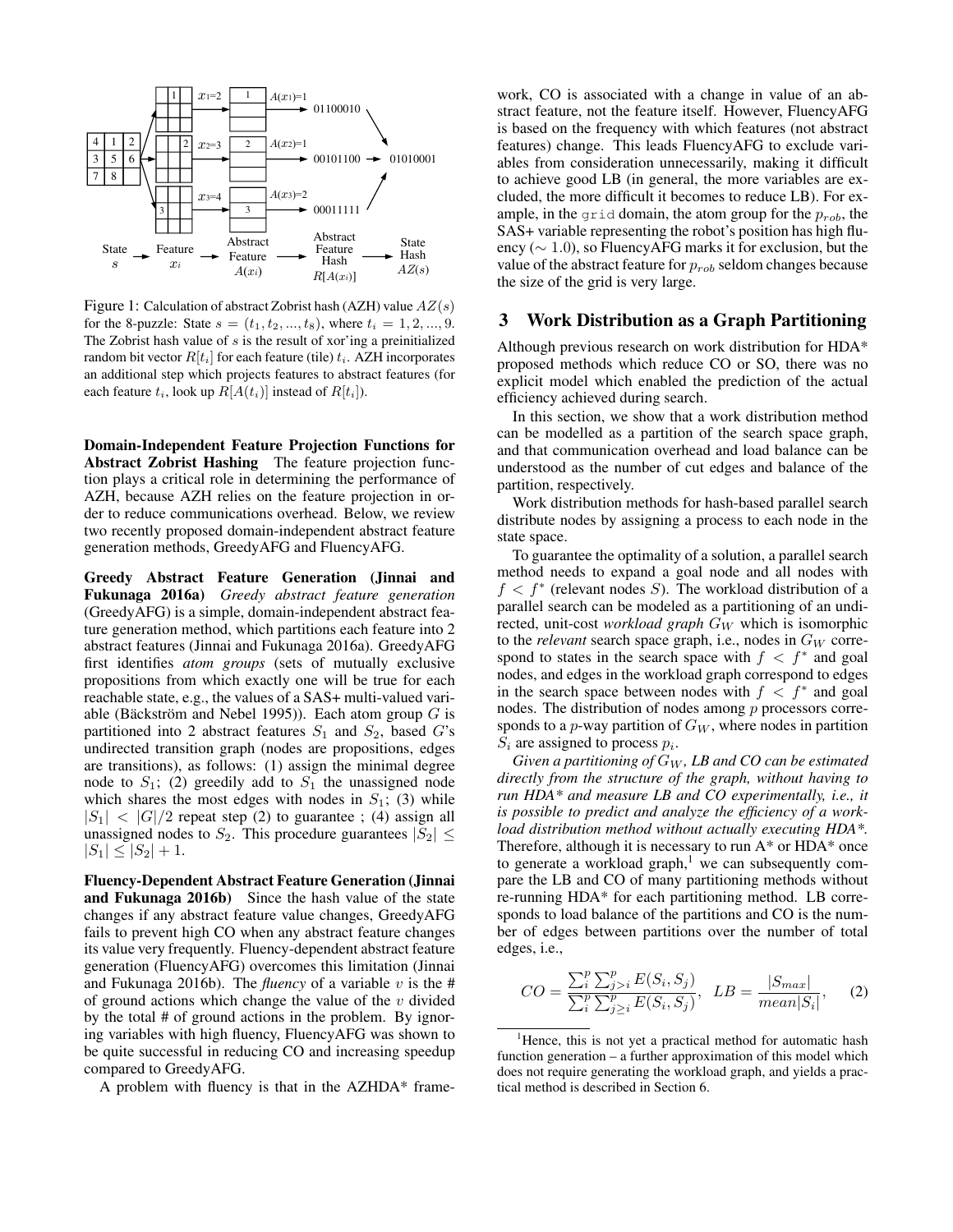Figure 1: Calculation of abstract Zobrist hash (AZH) value $AZ(s)$ for the 8-puzzle: State $s = (t_1, t_2, ..., t_8)$, where $t_i = 1, 2, ..., 9$. The Zobrist hash value of $s$ is the result of xor'ing a preinitialized random bit vector $R[t_i]$ for each feature (tile) $t_i$. AZH incorporates an additional step which projects features to abstract features (for each feature $t_i$, look up $R[A(t_i)]$ instead of $R[t_i]$).

**Domain-Independent Feature Projection Functions for Abstract Zobrist Hashing** The feature projection function plays a critical role in determining the performance of AZH, because AZH relies on the feature projection in order to reduce communications overhead. Below, we review two recently proposed domain-independent abstract feature generation methods, GreedyAFG and FluencyAFG.

**Greedy Abstract Feature Generation (Jinnai and Fukunaga 2016a)** *Greedy abstract feature generation* (GreedyAFG) is a simple, domain-independent abstract feature generation method, which partitions each feature into 2 abstract features (Jinnai and Fukunaga 2016a). GreedyAFG first identifies *atom groups* (sets of mutually exclusive propositions from which exactly one will be true for each reachable state, e.g., the values of a SAS+ multi-valued variable (Bäckström and Nebel 1995)). Each atom group $G$ is partitioned into 2 abstract features $S_1$ and $S_2$, based $G$'s undirected transition graph (nodes are propositions, edges are transitions), as follows: (1) assign the minimal degree node to $S_1$; (2) greedily add to $S_1$ the unassigned node which shares the most edges with nodes in $S_1$; (3) while $|S_1| < |G|/2$ repeat step (2) to guarantee ; (4) assign all unassigned nodes to $S_2$. This procedure guarantees $|S_2| \leq |S_1| \leq |S_2| + 1$.

**Fluency-Dependent Abstract Feature Generation (Jinnai and Fukunaga 2016b)** Since the hash value of the state changes if any abstract feature value changes, GreedyAFG fails to prevent high CO when any abstract feature changes its value very frequently. Fluency-dependent abstract feature generation (FluencyAFG) overcomes this limitation (Jinnai and Fukunaga 2016b). The *fluency* of a variable $v$ is the # of ground actions which change the value of the $v$ divided by the total # of ground actions in the problem. By ignoring variables with high fluency, FluencyAFG was shown to be quite successful in reducing CO and increasing speedup compared to GreedyAFG.

A problem with fluency is that in the AZHDA* framework, CO is associated with a change in value of an abstract feature, not the feature itself. However, FluencyAFG is based on the frequency with which features (not abstract features) change. This leads FluencyAFG to exclude variables from consideration unnecessarily, making it difficult to achieve good LB (in general, the more variables are excluded, the more difficult it becomes to reduce LB). For example, in the `grid` domain, the atom group for the $p_{rob}$, the SAS+ variable representing the robot's position has high fluency ($\sim 1.0$), so FluencyAFG marks it for exclusion, but the value of the abstract feature for $p_{rob}$ seldom changes because the size of the grid is very large.

## 3 Work Distribution as a Graph Partitioning

Although previous research on work distribution for HDA* proposed methods which reduce CO or SO, there was no explicit model which enabled the prediction of the actual efficiency achieved during search.

In this section, we show that a work distribution method can be modelled as a partition of the search space graph, and that communication overhead and load balance can be understood as the number of cut edges and balance of the partition, respectively.

Work distribution methods for hash-based parallel search distribute nodes by assigning a process to each node in the state space.

To guarantee the optimality of a solution, a parallel search method needs to expand a goal node and all nodes with $f < f^*$ (relevant nodes $S$). The workload distribution of a parallel search can be modeled as a partitioning of an undirected, unit-cost *workload graph* $G_W$ which is isomorphic to the *relevant* search space graph, i.e., nodes in $G_W$ correspond to states in the search space with $f < f^*$ and goal nodes, and edges in the workload graph correspond to edges in the search space between nodes with $f < f^*$ and goal nodes. The distribution of nodes among $p$ processors corresponds to a $p$-way partition of $G_W$, where nodes in partition $S_i$ are assigned to process $p_i$.

*Given a partitioning of $G_W$, LB and CO can be estimated directly from the structure of the graph, without having to run HDA\* and measure LB and CO experimentally, i.e., it is possible to predict and analyze the efficiency of a workload distribution method without actually executing HDA\*.* Therefore, although it is necessary to run A* or HDA* once to generate a workload graph,[1] we can subsequently compare the LB and CO of many partitioning methods without re-running HDA* for each partitioning method. LB corresponds to load balance of the partitions and CO is the number of edges between partitions over the number of total edges, i.e.,

$$CO = \frac{\sum_i^p \sum_{j>i}^p E(S_i, S_j)}{\sum_i^p \sum_{j \geq i}^p E(S_i, S_j)}, \quad LB = \frac{|S_{max}|}{mean|S_i|}, \qquad (2)$$

[1] Hence, this is not yet a practical method for automatic hash function generation – a further approximation of this model which does not require generating the workload graph, and yields a practical method is described in Section 6.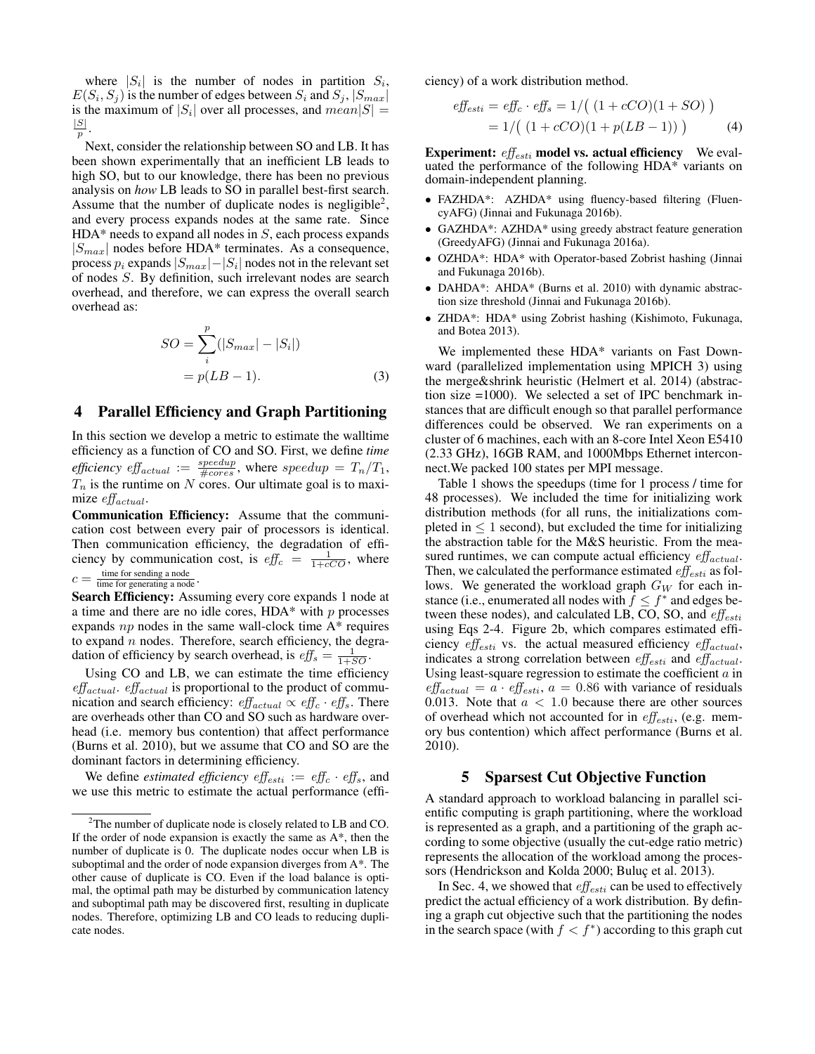where $|S_i|$ is the number of nodes in partition $S_i$, $E(S_i, S_j)$ is the number of edges between $S_i$ and $S_j$, $|S_{max}|$ is the maximum of $|S_i|$ over all processes, and $mean|S| = \frac{|S|}{p}$.

Next, consider the relationship between SO and LB. It has been shown experimentally that an inefficient LB leads to high SO, but to our knowledge, there has been no previous analysis on *how* LB leads to SO in parallel best-first search. Assume that the number of duplicate nodes is negligible[2], and every process expands nodes at the same rate. Since HDA* needs to expand all nodes in $S$, each process expands $|S_{max}|$ nodes before HDA* terminates. As a consequence, process $p_i$ expands $|S_{max}|-|S_i|$ nodes not in the relevant set of nodes $S$. By definition, such irrelevant nodes are search overhead, and therefore, we can express the overall search overhead as:

$$
\begin{aligned}
SO &= \sum_{i}^{p}(|S_{max}| - |S_i|) \\
&= p(LB - 1). \qquad (3)
\end{aligned}
$$

## 4 Parallel Efficiency and Graph Partitioning

In this section we develop a metric to estimate the walltime efficiency as a function of CO and SO. First, we define *time efficiency* $\mathit{eff}_{actual} := \frac{speedup}{\#cores}$, where $speedup = T_n/T_1$, $T_n$ is the runtime on $N$ cores. Our ultimate goal is to maximize $\mathit{eff}_{actual}$.

**Communication Efficiency:** Assume that the communication cost between every pair of processors is identical. Then communication efficiency, the degradation of efficiency by communication cost, is $\mathit{eff}_c = \frac{1}{1+cCO}$, where $c = \frac{\text{time for sending a node}}{\text{time for generating a node}}$.

**Search Efficiency:** Assuming every core expands 1 node at a time and there are no idle cores, HDA* with $p$ processes expands $np$ nodes in the same wall-clock time A* requires to expand $n$ nodes. Therefore, search efficiency, the degradation of efficiency by search overhead, is $\mathit{eff}_s = \frac{1}{1+SO}$.

Using CO and LB, we can estimate the time efficiency $\mathit{eff}_{actual}$. $\mathit{eff}_{actual}$ is proportional to the product of communication and search efficiency: $\mathit{eff}_{actual} \propto \mathit{eff}_c \cdot \mathit{eff}_s$. There are overheads other than CO and SO such as hardware overhead (i.e. memory bus contention) that affect performance (Burns et al. 2010), but we assume that CO and SO are the dominant factors in determining efficiency.

We define *estimated efficiency* $\mathit{eff}_{esti} := \mathit{eff}_c \cdot \mathit{eff}_s$, and we use this metric to estimate the actual performance (efficiency) of a work distribution method.

$$
\begin{aligned}
\mathit{eff}_{esti} &= \mathit{eff}_c \cdot \mathit{eff}_s = 1/\big(\,(1 + cCO)(1 + SO)\,\big) \\
&= 1/\big(\,(1 + cCO)(1 + p(LB - 1))\,\big) \qquad (4)
\end{aligned}
$$

**Experiment: $\mathit{eff}_{esti}$ model vs. actual efficiency** We evaluated the performance of the following HDA* variants on domain-independent planning.

- FAZHDA*: AZHDA* using fluency-based filtering (FluencyAFG) (Jinnai and Fukunaga 2016b).
- GAZHDA*: AZHDA* using greedy abstract feature generation (GreedyAFG) (Jinnai and Fukunaga 2016a).
- OZHDA*: HDA* with Operator-based Zobrist hashing (Jinnai and Fukunaga 2016b).
- DAHDA*: AHDA* (Burns et al. 2010) with dynamic abstraction size threshold (Jinnai and Fukunaga 2016b).
- ZHDA*: HDA* using Zobrist hashing (Kishimoto, Fukunaga, and Botea 2013).

We implemented these HDA* variants on Fast Downward (parallelized implementation using MPICH 3) using the merge&shrink heuristic (Helmert et al. 2014) (abstraction size =1000). We selected a set of IPC benchmark instances that are difficult enough so that parallel performance differences could be observed. We ran experiments on a cluster of 6 machines, each with an 8-core Intel Xeon E5410 (2.33 GHz), 16GB RAM, and 1000Mbps Ethernet interconnect.We packed 100 states per MPI message.

Table 1 shows the speedups (time for 1 process / time for 48 processes). We included the time for initializing work distribution methods (for all runs, the initializations completed in $\leq 1$ second), but excluded the time for initializing the abstraction table for the M&S heuristic. From the measured runtimes, we can compute actual efficiency $\mathit{eff}_{actual}$. Then, we calculated the performance estimated $\mathit{eff}_{esti}$ as follows. We generated the workload graph $G_W$ for each instance (i.e., enumerated all nodes with $f \leq f^*$ and edges between these nodes), and calculated LB, CO, SO, and $\mathit{eff}_{esti}$ using Eqs 2-4. Figure 2b, which compares estimated efficiency $\mathit{eff}_{esti}$ vs. the actual measured efficiency $\mathit{eff}_{actual}$, indicates a strong correlation between $\mathit{eff}_{esti}$ and $\mathit{eff}_{actual}$. Using least-square regression to estimate the coefficient $a$ in $\mathit{eff}_{actual} = a \cdot \mathit{eff}_{esti}$, $a = 0.86$ with variance of residuals 0.013. Note that $a < 1.0$ because there are other sources of overhead which not accounted for in $\mathit{eff}_{esti}$, (e.g. memory bus contention) which affect performance (Burns et al. 2010).

## 5 Sparsest Cut Objective Function

A standard approach to workload balancing in parallel scientific computing is graph partitioning, where the workload is represented as a graph, and a partitioning of the graph according to some objective (usually the cut-edge ratio metric) represents the allocation of the workload among the processors (Hendrickson and Kolda 2000; Buluç et al. 2013).

In Sec. 4, we showed that $\mathit{eff}_{esti}$ can be used to effectively predict the actual efficiency of a work distribution. By defining a graph cut objective such that the partitioning the nodes in the search space (with $f < f^*$) according to this graph cut

[2] The number of duplicate node is closely related to LB and CO. If the order of node expansion is exactly the same as A*, then the number of duplicate is 0. The duplicate nodes occur when LB is suboptimal and the order of node expansion diverges from A*. The other cause of duplicate is CO. Even if the load balance is optimal, the optimal path may be disturbed by communication latency and suboptimal path may be discovered first, resulting in duplicate nodes. Therefore, optimizing LB and CO leads to reducing duplicate nodes.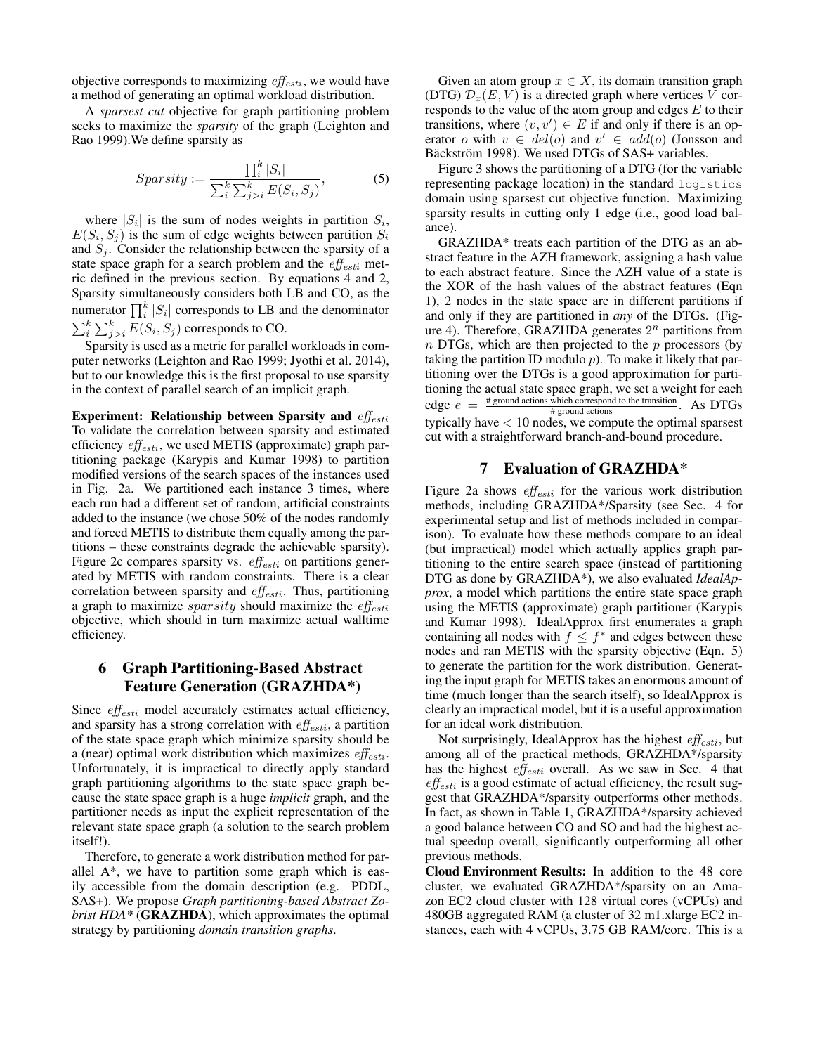objective corresponds to maximizing $\mathit{eff}_{esti}$, we would have a method of generating an optimal workload distribution.

A *sparsest cut* objective for graph partitioning problem seeks to maximize the *sparsity* of the graph (Leighton and Rao 1999).We define sparsity as

$$Sparsity := \frac{\prod_i^k |S_i|}{\sum_i^k \sum_{j>i}^k E(S_i, S_j)}, \tag{5}$$

where $|S_i|$ is the sum of nodes weights in partition $S_i$, $E(S_i, S_j)$ is the sum of edge weights between partition $S_i$ and $S_j$. Consider the relationship between the sparsity of a state space graph for a search problem and the $\mathit{eff}_{esti}$ metric defined in the previous section. By equations 4 and 2, Sparsity simultaneously considers both LB and CO, as the numerator $\prod_i^k |S_i|$ corresponds to LB and the denominator $\sum_i^k \sum_{j>i}^k E(S_i, S_j)$ corresponds to CO.

Sparsity is used as a metric for parallel workloads in computer networks (Leighton and Rao 1999; Jyothi et al. 2014), but to our knowledge this is the first proposal to use sparsity in the context of parallel search of an implicit graph.

**Experiment: Relationship between Sparsity and $\mathit{eff}_{esti}$** To validate the correlation between sparsity and estimated efficiency $\mathit{eff}_{esti}$, we used METIS (approximate) graph partitioning package (Karypis and Kumar 1998) to partition modified versions of the search spaces of the instances used in Fig. 2a. We partitioned each instance 3 times, where each run had a different set of random, artificial constraints added to the instance (we chose 50% of the nodes randomly and forced METIS to distribute them equally among the partitions – these constraints degrade the achievable sparsity). Figure 2c compares sparsity vs. $\mathit{eff}_{esti}$ on partitions generated by METIS with random constraints. There is a clear correlation between sparsity and $\mathit{eff}_{esti}$. Thus, partitioning a graph to maximize $sparsity$ should maximize the $\mathit{eff}_{esti}$ objective, which should in turn maximize actual walltime efficiency.

## 6 Graph Partitioning-Based Abstract Feature Generation (GRAZHDA*)

Since $\mathit{eff}_{esti}$ model accurately estimates actual efficiency, and sparsity has a strong correlation with $\mathit{eff}_{esti}$, a partition of the state space graph which minimize sparsity should be a (near) optimal work distribution which maximizes $\mathit{eff}_{esti}$. Unfortunately, it is impractical to directly apply standard graph partitioning algorithms to the state space graph because the state space graph is a huge *implicit* graph, and the partitioner needs as input the explicit representation of the relevant state space graph (a solution to the search problem itself!).

Therefore, to generate a work distribution method for parallel A*, we have to partition some graph which is easily accessible from the domain description (e.g. PDDL, SAS+). We propose *Graph partitioning-based Abstract Zobrist HDA** (**GRAZHDA**), which approximates the optimal strategy by partitioning *domain transition graphs*.

Given an atom group $x \in X$, its domain transition graph (DTG) $\mathcal{D}_x(E, V)$ is a directed graph where vertices $V$ corresponds to the value of the atom group and edges $E$ to their transitions, where $(v, v') \in E$ if and only if there is an operator $o$ with $v \in del(o)$ and $v' \in add(o)$ (Jonsson and Bäckström 1998). We used DTGs of SAS+ variables.

Figure 3 shows the partitioning of a DTG (for the variable representing package location) in the standard `logistics` domain using sparsest cut objective function. Maximizing sparsity results in cutting only 1 edge (i.e., good load balance).

GRAZHDA* treats each partition of the DTG as an abstract feature in the AZH framework, assigning a hash value to each abstract feature. Since the AZH value of a state is the XOR of the hash values of the abstract features (Eqn 1), 2 nodes in the state space are in different partitions if and only if they are partitioned in *any* of the DTGs. (Figure 4). Therefore, GRAZHDA generates $2^n$ partitions from $n$ DTGs, which are then projected to the $p$ processors (by taking the partition ID modulo $p$). To make it likely that partitioning over the DTGs is a good approximation for partitioning the actual state space graph, we set a weight for each edge $e = \frac{\text{\# ground actions which correspond to the transition}}{\text{\# ground actions}}$. As DTGs typically have $< 10$ nodes, we compute the optimal sparsest cut with a straightforward branch-and-bound procedure.

## 7 Evaluation of GRAZHDA*

Figure 2a shows $\mathit{eff}_{esti}$ for the various work distribution methods, including GRAZHDA*/Sparsity (see Sec. 4 for experimental setup and list of methods included in comparison). To evaluate how these methods compare to an ideal (but impractical) model which actually applies graph partitioning to the entire search space (instead of partitioning DTG as done by GRAZHDA*), we also evaluated *IdealApprox*, a model which partitions the entire state space graph using the METIS (approximate) graph partitioner (Karypis and Kumar 1998). IdealApprox first enumerates a graph containing all nodes with $f \leq f^*$ and edges between these nodes and ran METIS with the sparsity objective (Eqn. 5) to generate the partition for the work distribution. Generating the input graph for METIS takes an enormous amount of time (much longer than the search itself), so IdealApprox is clearly an impractical model, but it is a useful approximation for an ideal work distribution.

Not surprisingly, IdealApprox has the highest $\mathit{eff}_{esti}$, but among all of the practical methods, GRAZHDA*/sparsity has the highest $\mathit{eff}_{esti}$ overall. As we saw in Sec. 4 that $\mathit{eff}_{esti}$ is a good estimate of actual efficiency, the result suggest that GRAZHDA*/sparsity outperforms other methods. In fact, as shown in Table 1, GRAZHDA*/sparsity achieved a good balance between CO and SO and had the highest actual speedup overall, significantly outperforming all other previous methods.

**Cloud Environment Results:** In addition to the 48 core cluster, we evaluated GRAZHDA*/sparsity on an Amazon EC2 cloud cluster with 128 virtual cores (vCPUs) and 480GB aggregated RAM (a cluster of 32 m1.xlarge EC2 instances, each with 4 vCPUs, 3.75 GB RAM/core. This is a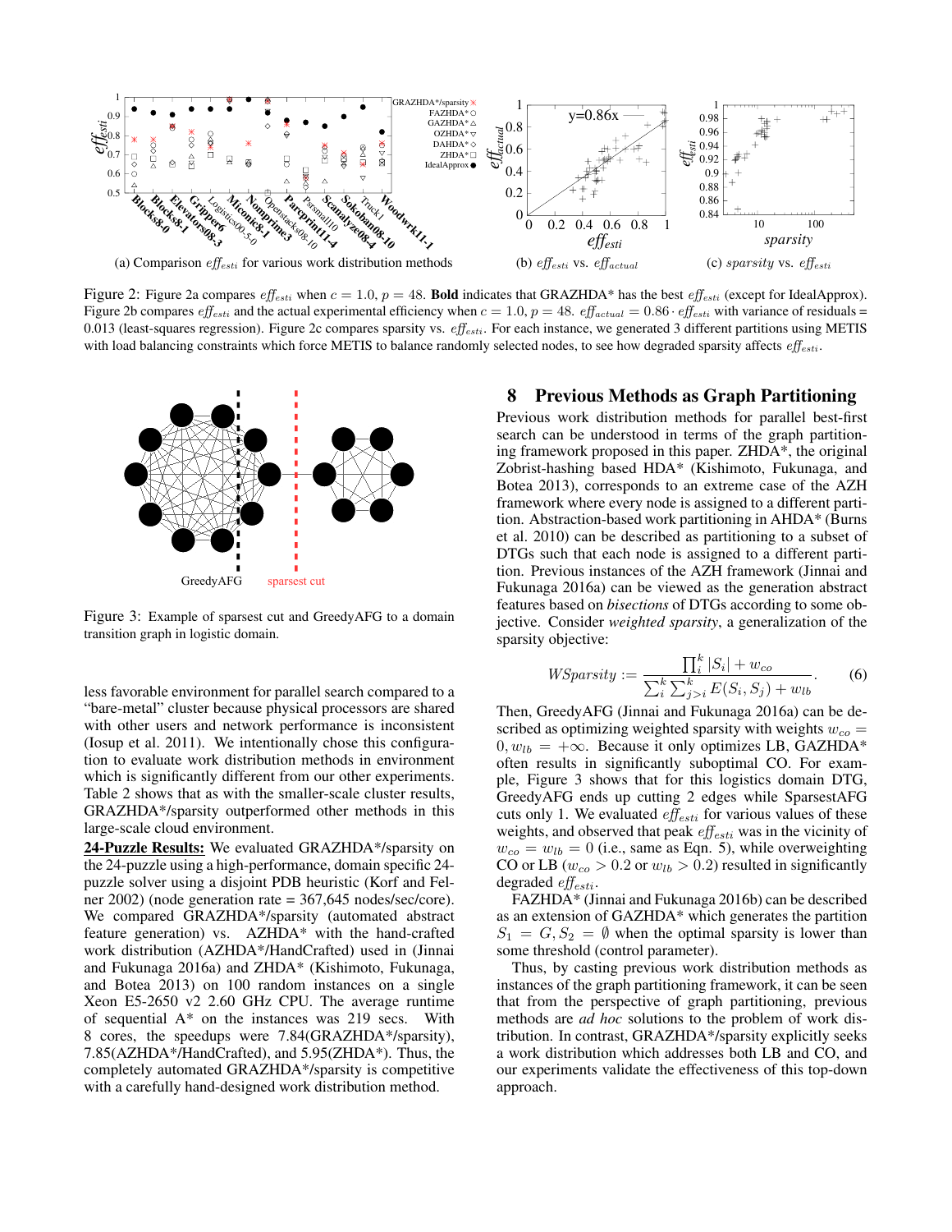(a) Comparison $eff_{esti}$ for various work distribution methods

(b) $eff_{esti}$ vs. $eff_{actual}$

(c) $sparsity$ vs. $eff_{esti}$

Figure 2: Figure 2a compares $eff_{esti}$ when $c = 1.0$, $p = 48$. **Bold** indicates that GRAZHDA* has the best $eff_{esti}$ (except for IdealApprox). Figure 2b compares $eff_{esti}$ and the actual experimental efficiency when $c = 1.0$, $p = 48$. $eff_{actual} = 0.86 \cdot eff_{esti}$ with variance of residuals = 0.013 (least-squares regression). Figure 2c compares sparsity vs. $eff_{esti}$. For each instance, we generated 3 different partitions using METIS with load balancing constraints which force METIS to balance randomly selected nodes, to see how degraded sparsity affects $eff_{esti}$.

Figure 3: Example of sparsest cut and GreedyAFG to a domain transition graph in logistic domain.

less favorable environment for parallel search compared to a "bare-metal" cluster because physical processors are shared with other users and network performance is inconsistent (Iosup et al. 2011). We intentionally chose this configuration to evaluate work distribution methods in environment which is significantly different from our other experiments. Table 2 shows that as with the smaller-scale cluster results, GRAZHDA*/sparsity outperformed other methods in this large-scale cloud environment.

**24-Puzzle Results:** We evaluated GRAZHDA*/sparsity on the 24-puzzle using a high-performance, domain specific 24-puzzle solver using a disjoint PDB heuristic (Korf and Felner 2002) (node generation rate = 367,645 nodes/sec/core). We compared GRAZHDA*/sparsity (automated abstract feature generation) vs. AZHDA* with the hand-crafted work distribution (AZHDA*/HandCrafted) used in (Jinnai and Fukunaga 2016a) and ZHDA* (Kishimoto, Fukunaga, and Botea 2013) on 100 random instances on a single Xeon E5-2650 v2 2.60 GHz CPU. The average runtime of sequential A* on the instances was 219 secs. With 8 cores, the speedups were 7.84(GRAZHDA*/sparsity), 7.85(AZHDA*/HandCrafted), and 5.95(ZHDA*). Thus, the completely automated GRAZHDA*/sparsity is competitive with a carefully hand-designed work distribution method.

## 8 Previous Methods as Graph Partitioning

Previous work distribution methods for parallel best-first search can be understood in terms of the graph partitioning framework proposed in this paper. ZHDA*, the original Zobrist-hashing based HDA* (Kishimoto, Fukunaga, and Botea 2013), corresponds to an extreme case of the AZH framework where every node is assigned to a different partition. Abstraction-based work partitioning in AHDA* (Burns et al. 2010) can be described as partitioning to a subset of DTGs such that each node is assigned to a different partition. Previous instances of the AZH framework (Jinnai and Fukunaga 2016a) can be viewed as the generation abstract features based on *bisections* of DTGs according to some objective. Consider *weighted sparsity*, a generalization of the sparsity objective:

$$WSparsity := \frac{\prod_i^k |S_i| + w_{co}}{\sum_i^k \sum_{j>i}^k E(S_i, S_j) + w_{lb}}. \qquad (6)$$

Then, GreedyAFG (Jinnai and Fukunaga 2016a) can be described as optimizing weighted sparsity with weights $w_{co} = 0, w_{lb} = +\infty$. Because it only optimizes LB, GAZHDA* often results in significantly suboptimal CO. For example, Figure 3 shows that for this logistics domain DTG, GreedyAFG ends up cutting 2 edges while SparsestAFG cuts only 1. We evaluated $eff_{esti}$ for various values of these weights, and observed that peak $eff_{esti}$ was in the vicinity of $w_{co} = w_{lb} = 0$ (i.e., same as Eqn. 5), while overweighting CO or LB ($w_{co} > 0.2$ or $w_{lb} > 0.2$) resulted in significantly degraded $eff_{esti}$.

FAZHDA* (Jinnai and Fukunaga 2016b) can be described as an extension of GAZHDA* which generates the partition $S_1 = G, S_2 = \emptyset$ when the optimal sparsity is lower than some threshold (control parameter).

Thus, by casting previous work distribution methods as instances of the graph partitioning framework, it can be seen that from the perspective of graph partitioning, previous methods are *ad hoc* solutions to the problem of work distribution. In contrast, GRAZHDA*/sparsity explicitly seeks a work distribution which addresses both LB and CO, and our experiments validate the effectiveness of this top-down approach.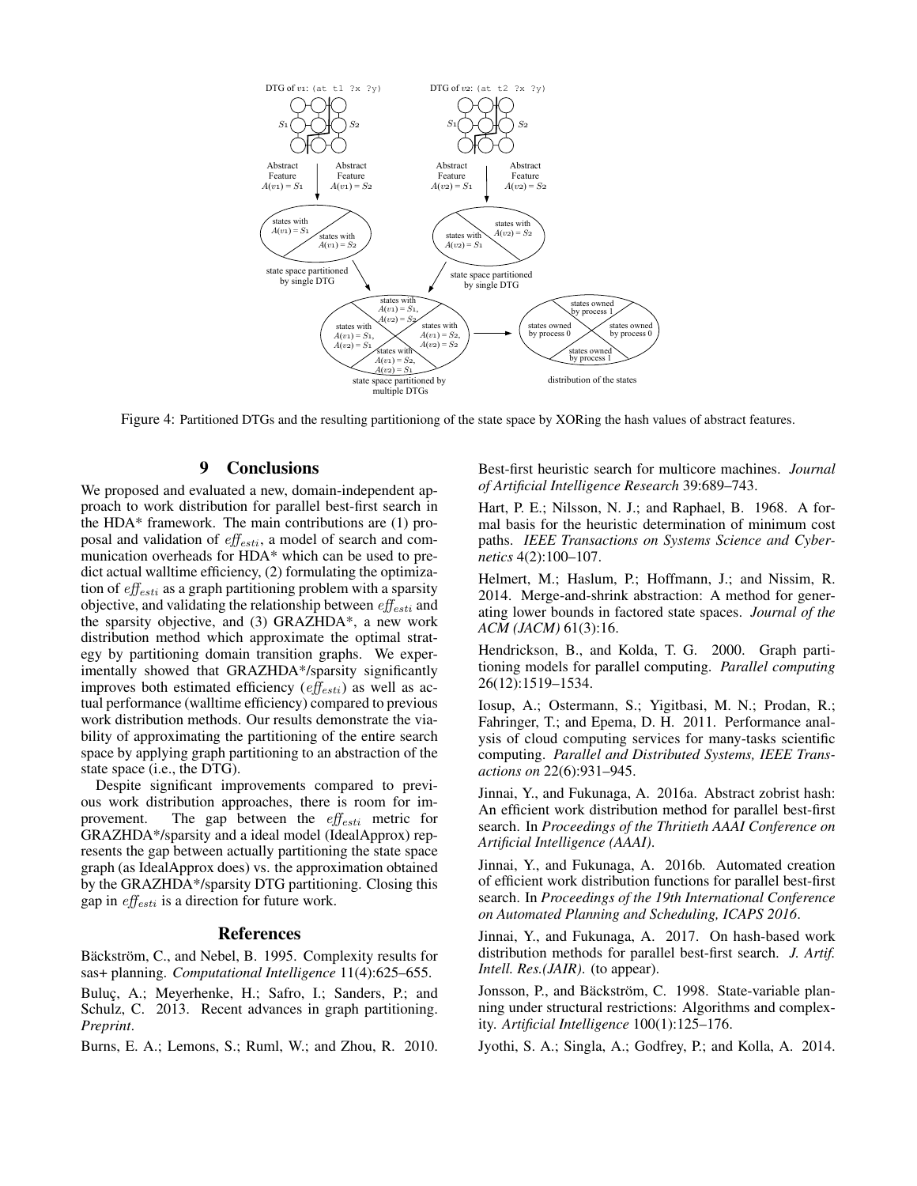Figure 4: Partitioned DTGs and the resulting partitioniong of the state space by XORing the hash values of abstract features.

## 9 Conclusions

We proposed and evaluated a new, domain-independent approach to work distribution for parallel best-first search in the HDA* framework. The main contributions are (1) proposal and validation of $eff_{esti}$, a model of search and communication overheads for HDA* which can be used to predict actual walltime efficiency, (2) formulating the optimization of $eff_{esti}$ as a graph partitioning problem with a sparsity objective, and validating the relationship between $eff_{esti}$ and the sparsity objective, and (3) GRAZHDA*, a new work distribution method which approximate the optimal strategy by partitioning domain transition graphs. We experimentally showed that GRAZHDA*/sparsity significantly improves both estimated efficiency ($eff_{esti}$) as well as actual performance (walltime efficiency) compared to previous work distribution methods. Our results demonstrate the viability of approximating the partitioning of the entire search space by applying graph partitioning to an abstraction of the state space (i.e., the DTG).

Despite significant improvements compared to previous work distribution approaches, there is room for improvement. The gap between the $eff_{esti}$ metric for GRAZHDA*/sparsity and a ideal model (IdealApprox) represents the gap between actually partitioning the state space graph (as IdealApprox does) vs. the approximation obtained by the GRAZHDA*/sparsity DTG partitioning. Closing this gap in $eff_{esti}$ is a direction for future work.

## References

Bäckström, C., and Nebel, B. 1995. Complexity results for sas+ planning. *Computational Intelligence* 11(4):625–655.

Buluç, A.; Meyerhenke, H.; Safro, I.; Sanders, P.; and Schulz, C. 2013. Recent advances in graph partitioning. *Preprint*.

Burns, E. A.; Lemons, S.; Ruml, W.; and Zhou, R. 2010. Best-first heuristic search for multicore machines. *Journal of Artificial Intelligence Research* 39:689–743.

Hart, P. E.; Nilsson, N. J.; and Raphael, B. 1968. A formal basis for the heuristic determination of minimum cost paths. *IEEE Transactions on Systems Science and Cybernetics* 4(2):100–107.

Helmert, M.; Haslum, P.; Hoffmann, J.; and Nissim, R. 2014. Merge-and-shrink abstraction: A method for generating lower bounds in factored state spaces. *Journal of the ACM (JACM)* 61(3):16.

Hendrickson, B., and Kolda, T. G. 2000. Graph partitioning models for parallel computing. *Parallel computing* 26(12):1519–1534.

Iosup, A.; Ostermann, S.; Yigitbasi, M. N.; Prodan, R.; Fahringer, T.; and Epema, D. H. 2011. Performance analysis of cloud computing services for many-tasks scientific computing. *Parallel and Distributed Systems, IEEE Transactions on* 22(6):931–945.

Jinnai, Y., and Fukunaga, A. 2016a. Abstract zobrist hash: An efficient work distribution method for parallel best-first search. In *Proceedings of the Thritieth AAAI Conference on Artificial Intelligence (AAAI)*.

Jinnai, Y., and Fukunaga, A. 2016b. Automated creation of efficient work distribution functions for parallel best-first search. In *Proceedings of the 19th International Conference on Automated Planning and Scheduling, ICAPS 2016*.

Jinnai, Y., and Fukunaga, A. 2017. On hash-based work distribution methods for parallel best-first search. *J. Artif. Intell. Res.(JAIR)*. (to appear).

Jonsson, P., and Bäckström, C. 1998. State-variable planning under structural restrictions: Algorithms and complexity. *Artificial Intelligence* 100(1):125–176.

Jyothi, S. A.; Singla, A.; Godfrey, P.; and Kolla, A. 2014.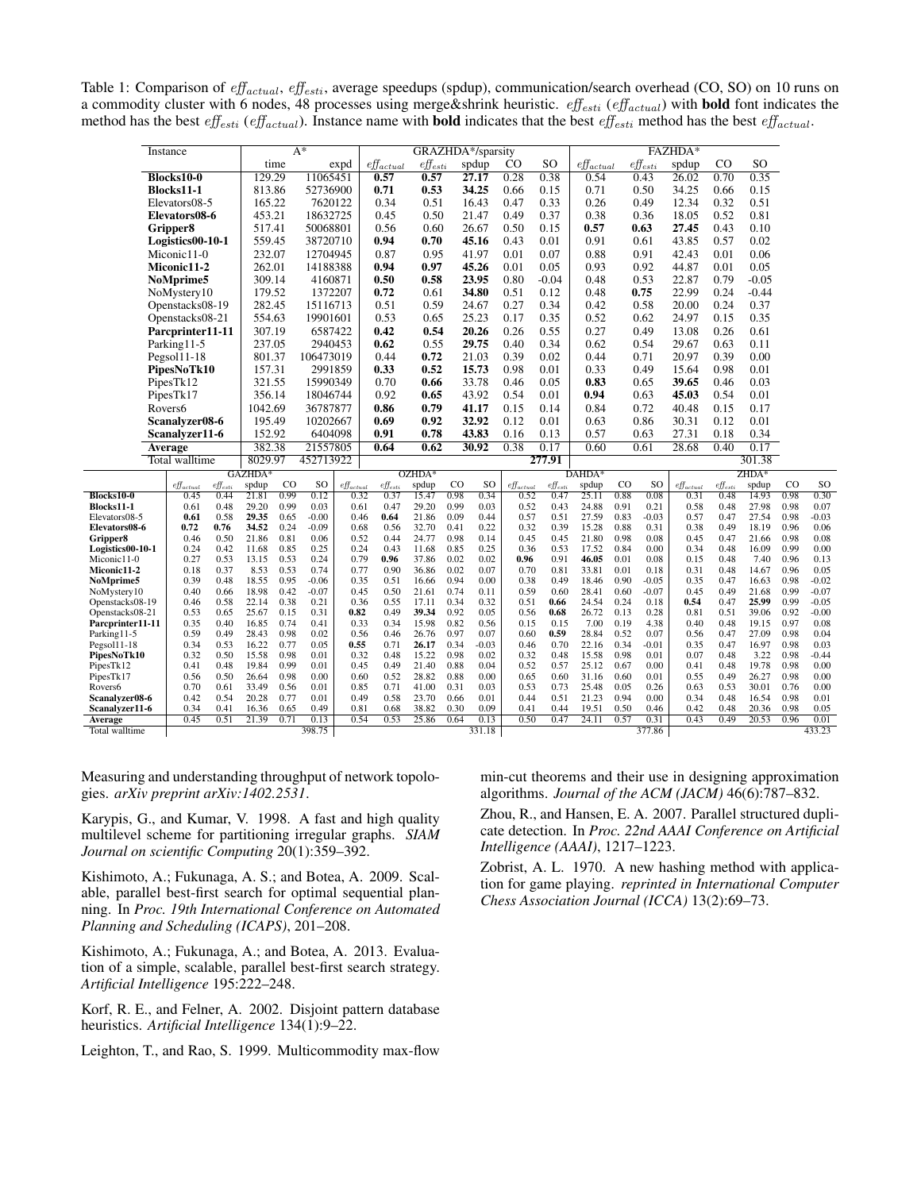Table 1: Comparison of $eff_{actual}$, $eff_{esti}$, average speedups (spdup), communication/search overhead (CO, SO) on 10 runs on a commodity cluster with 6 nodes, 48 processes using merge&shrink heuristic. $eff_{esti}$ ($eff_{actual}$) with **bold** font indicates the method has the best $eff_{esti}$ ($eff_{actual}$). Instance name with **bold** indicates that the best $eff_{esti}$ method has the best $eff_{actual}$.

| Instance | A* | | GRAZHDA*/sparsity | | | | | FAZHDA* | | | | |
|---|---|---|---|---|---|---|---|---|---|---|---|---|
| | time | expd | $eff_{actual}$ | $eff_{esti}$ | spdup | CO | SO | $eff_{actual}$ | $eff_{esti}$ | spdup | CO | SO |
| **Blocks10-0** | 129.29 | 11065451 | **0.57** | **0.57** | **27.17** | 0.28 | 0.38 | 0.54 | 0.43 | 26.02 | 0.70 | 0.35 |
| **Blocks11-1** | 813.86 | 52736900 | **0.71** | **0.53** | **34.25** | 0.66 | 0.15 | 0.71 | 0.50 | 34.25 | 0.66 | 0.15 |
| Elevators08-5 | 165.22 | 7620122 | 0.34 | 0.51 | 16.43 | 0.47 | 0.33 | 0.26 | 0.49 | 12.34 | 0.32 | 0.51 |
| **Elevators08-6** | 453.21 | 18632725 | 0.45 | 0.50 | 21.47 | 0.49 | 0.37 | 0.38 | 0.36 | 18.05 | 0.52 | 0.81 |
| **Gripper8** | 517.41 | 50068801 | 0.56 | 0.60 | 26.67 | 0.50 | 0.15 | **0.57** | **0.63** | **27.45** | 0.43 | 0.10 |
| **Logistics00-10-1** | 559.45 | 38720710 | **0.94** | **0.70** | **45.16** | 0.43 | 0.01 | 0.91 | 0.61 | 43.85 | 0.57 | 0.02 |
| Miconic11-0 | 232.07 | 12704945 | 0.87 | 0.95 | 41.97 | 0.01 | 0.07 | 0.88 | 0.91 | 42.43 | 0.01 | 0.06 |
| **Miconic11-2** | 262.01 | 14188388 | **0.94** | **0.97** | **45.26** | 0.01 | 0.05 | 0.93 | 0.92 | 44.87 | 0.01 | 0.05 |
| **NoMprime5** | 309.14 | 4160871 | **0.50** | **0.58** | **23.95** | 0.80 | -0.04 | 0.48 | 0.53 | 22.87 | 0.79 | -0.05 |
| NoMystery10 | 179.52 | 1372207 | **0.72** | 0.61 | **34.80** | 0.51 | 0.12 | 0.48 | **0.75** | 22.99 | 0.24 | -0.44 |
| Openstacks08-19 | 282.45 | 15116713 | 0.51 | 0.59 | 24.67 | 0.27 | 0.34 | 0.42 | 0.58 | 20.00 | 0.24 | 0.37 |
| Openstacks08-21 | 554.63 | 19901601 | 0.53 | 0.65 | 25.23 | 0.17 | 0.35 | 0.52 | 0.62 | 24.97 | 0.15 | 0.35 |
| **Parcprinter11-11** | 307.19 | 6587422 | **0.42** | **0.54** | **20.26** | 0.26 | 0.55 | 0.27 | 0.49 | 13.08 | 0.26 | 0.61 |
| Parking11-5 | 237.05 | 2940453 | **0.62** | 0.55 | **29.75** | 0.40 | 0.34 | 0.62 | 0.54 | 29.67 | 0.63 | 0.11 |
| Pegsol11-18 | 801.37 | 106473019 | 0.44 | **0.72** | 21.03 | 0.39 | 0.02 | 0.44 | 0.71 | 20.97 | 0.39 | 0.00 |
| **PipesNoTk10** | 157.31 | 2991859 | **0.33** | **0.52** | **15.73** | 0.98 | 0.01 | 0.33 | 0.49 | 15.64 | 0.98 | 0.01 |
| PipesTk12 | 321.55 | 15990349 | 0.70 | **0.66** | 33.78 | 0.46 | 0.05 | **0.83** | 0.65 | **39.65** | 0.46 | 0.03 |
| PipesTk17 | 356.14 | 18046744 | 0.92 | **0.65** | 43.92 | 0.54 | 0.01 | **0.94** | 0.63 | **45.03** | 0.54 | 0.01 |
| Rovers6 | 1042.69 | 36787877 | **0.86** | **0.79** | **41.17** | 0.15 | 0.14 | 0.84 | 0.72 | 40.48 | 0.15 | 0.17 |
| **Scanalyzer08-6** | 195.49 | 10202667 | **0.69** | **0.92** | **32.92** | 0.12 | 0.01 | 0.63 | 0.86 | 30.31 | 0.12 | 0.01 |
| **Scanalyzer11-6** | 152.92 | 6404098 | **0.91** | **0.78** | **43.83** | 0.16 | 0.13 | 0.57 | 0.63 | 27.31 | 0.18 | 0.34 |
| **Average** | 382.38 | 21557805 | **0.64** | **0.62** | **30.92** | 0.38 | 0.17 | 0.60 | 0.61 | 28.68 | 0.40 | 0.17 |
| Total walltime | 8029.97 | 452713922 | | | | | **277.91** | | | | | 301.38 |

| Instance | GAZHDA* | | | | | OZHDA* | | | | | DAHDA* | | | | | ZHDA* | | | | |
|---|---|---|---|---|---|---|---|---|---|---|---|---|---|---|---|---|---|---|---|---|
| | $eff_{actual}$ | $eff_{esti}$ | spdup | CO | SO | $eff_{actual}$ | $eff_{esti}$ | spdup | CO | SO | $eff_{actual}$ | $eff_{esti}$ | spdup | CO | SO | $eff_{actual}$ | $eff_{esti}$ | spdup | CO | SO |
| **Blocks10-0** | 0.45 | 0.44 | 21.81 | 0.99 | 0.12 | 0.32 | 0.37 | 15.47 | 0.98 | 0.34 | 0.52 | 0.47 | 25.11 | 0.88 | 0.08 | 0.31 | 0.48 | 14.93 | 0.98 | 0.30 |
| **Blocks11-1** | 0.61 | 0.48 | 29.20 | 0.99 | 0.03 | 0.61 | 0.47 | 29.20 | 0.99 | 0.03 | 0.52 | 0.43 | 24.88 | 0.91 | 0.21 | 0.58 | 0.48 | 27.98 | 0.98 | 0.07 |
| Elevators08-5 | **0.61** | 0.58 | **29.35** | 0.65 | -0.00 | 0.46 | **0.64** | 21.86 | 0.09 | 0.44 | 0.57 | 0.51 | 27.59 | 0.83 | -0.03 | 0.57 | 0.47 | 27.54 | 0.98 | -0.03 |
| **Elevators08-6** | **0.72** | **0.76** | **34.52** | 0.24 | -0.09 | 0.68 | 0.56 | 32.70 | 0.41 | 0.22 | 0.32 | 0.39 | 15.28 | 0.88 | 0.31 | 0.38 | 0.49 | 18.19 | 0.96 | 0.06 |
| **Gripper8** | 0.46 | 0.50 | 21.86 | 0.81 | 0.06 | 0.52 | 0.44 | 24.77 | 0.98 | 0.14 | 0.45 | 0.45 | 21.80 | 0.98 | 0.08 | 0.45 | 0.47 | 21.66 | 0.98 | 0.08 |
| **Logistics00-10-1** | 0.24 | 0.42 | 11.68 | 0.85 | 0.25 | 0.24 | 0.43 | 11.68 | 0.85 | 0.25 | 0.36 | 0.53 | 17.52 | 0.84 | 0.00 | 0.34 | 0.48 | 16.09 | 0.99 | 0.00 |
| Miconic11-0 | 0.27 | 0.53 | 13.15 | 0.53 | 0.24 | 0.79 | **0.96** | 37.86 | 0.02 | 0.02 | **0.96** | 0.91 | **46.05** | 0.01 | 0.08 | 0.15 | 0.48 | 7.40 | 0.96 | 0.13 |
| **Miconic11-2** | 0.18 | 0.37 | 8.53 | 0.53 | 0.74 | 0.77 | 0.90 | 36.86 | 0.02 | 0.07 | 0.70 | 0.81 | 33.81 | 0.01 | 0.18 | 0.31 | 0.48 | 14.67 | 0.96 | 0.05 |
| **NoMprime5** | 0.39 | 0.48 | 18.55 | 0.95 | -0.06 | 0.35 | 0.51 | 16.66 | 0.94 | 0.00 | 0.38 | 0.49 | 18.46 | 0.90 | -0.05 | 0.35 | 0.47 | 16.63 | 0.98 | -0.02 |
| NoMystery10 | 0.40 | 0.66 | 18.98 | 0.42 | -0.07 | 0.45 | 0.50 | 21.61 | 0.74 | 0.11 | 0.59 | 0.60 | 28.41 | 0.60 | -0.07 | 0.45 | 0.49 | 21.68 | 0.99 | -0.07 |
| Openstacks08-19 | 0.46 | 0.58 | 22.14 | 0.38 | 0.21 | 0.36 | 0.55 | 17.11 | 0.34 | 0.32 | 0.51 | **0.66** | 24.54 | 0.24 | 0.18 | **0.54** | 0.47 | **25.99** | 0.99 | -0.05 |
| Openstacks08-21 | 0.53 | 0.65 | 25.67 | 0.15 | 0.31 | **0.82** | 0.49 | **39.34** | 0.92 | 0.05 | 0.56 | **0.68** | 26.72 | 0.13 | 0.28 | 0.81 | 0.51 | 39.06 | 0.92 | -0.00 |
| **Parcprinter11-11** | 0.35 | 0.40 | 16.85 | 0.74 | 0.41 | 0.33 | 0.34 | 15.98 | 0.82 | 0.56 | 0.15 | 0.15 | 7.00 | 0.19 | 4.38 | 0.40 | 0.48 | 19.15 | 0.97 | 0.08 |
| Parking11-5 | 0.59 | 0.49 | 28.43 | 0.98 | 0.02 | 0.56 | 0.46 | 26.76 | 0.97 | 0.07 | 0.60 | **0.59** | 28.84 | 0.52 | 0.07 | 0.56 | 0.47 | 27.09 | 0.98 | 0.04 |
| Pegsol11-18 | 0.34 | 0.53 | 16.22 | 0.77 | 0.05 | **0.55** | 0.71 | **26.17** | 0.34 | -0.03 | 0.46 | 0.70 | 22.16 | 0.34 | -0.01 | 0.35 | 0.47 | 16.97 | 0.98 | 0.03 |
| **PipesNoTk10** | 0.32 | 0.50 | 15.58 | 0.98 | 0.01 | 0.32 | 0.48 | 15.22 | 0.98 | 0.02 | 0.32 | 0.48 | 15.58 | 0.98 | 0.01 | 0.07 | 0.48 | 3.22 | 0.98 | -0.44 |
| PipesTk12 | 0.41 | 0.48 | 19.84 | 0.99 | 0.01 | 0.45 | 0.49 | 21.40 | 0.88 | 0.04 | 0.52 | 0.57 | 25.12 | 0.67 | 0.00 | 0.41 | 0.48 | 19.78 | 0.98 | 0.00 |
| PipesTk17 | 0.56 | 0.50 | 26.64 | 0.98 | 0.00 | 0.60 | 0.52 | 28.82 | 0.88 | 0.00 | 0.65 | 0.60 | 31.16 | 0.60 | 0.01 | 0.55 | 0.49 | 26.27 | 0.98 | 0.00 |
| Rovers6 | 0.70 | 0.61 | 33.49 | 0.56 | 0.01 | 0.85 | 0.71 | 41.00 | 0.31 | 0.03 | 0.53 | 0.73 | 25.48 | 0.05 | 0.26 | 0.63 | 0.53 | 30.01 | 0.76 | 0.00 |
| **Scanalyzer08-6** | 0.42 | 0.54 | 20.28 | 0.77 | 0.01 | 0.49 | 0.58 | 23.70 | 0.66 | 0.01 | 0.44 | 0.51 | 21.23 | 0.94 | 0.00 | 0.34 | 0.48 | 16.54 | 0.98 | 0.01 |
| **Scanalyzer11-6** | 0.34 | 0.41 | 16.36 | 0.65 | 0.49 | 0.81 | 0.68 | 38.82 | 0.30 | 0.09 | 0.41 | 0.44 | 19.51 | 0.50 | 0.46 | 0.42 | 0.48 | 20.36 | 0.98 | 0.05 |
| **Average** | 0.45 | 0.51 | 21.39 | 0.71 | 0.13 | 0.54 | 0.53 | 25.86 | 0.64 | 0.13 | 0.50 | 0.47 | 24.11 | 0.57 | 0.31 | 0.43 | 0.49 | 20.53 | 0.96 | 0.01 |
| Total walltime | | | | | 398.75 | | | | | 331.18 | | | | | 377.86 | | | | | 433.23 |

Measuring and understanding throughput of network topologies. *arXiv preprint arXiv:1402.2531*.

Karypis, G., and Kumar, V. 1998. A fast and high quality multilevel scheme for partitioning irregular graphs. *SIAM Journal on scientific Computing* 20(1):359–392.

Kishimoto, A.; Fukunaga, A. S.; and Botea, A. 2009. Scalable, parallel best-first search for optimal sequential planning. In *Proc. 19th International Conference on Automated Planning and Scheduling (ICAPS)*, 201–208.

Kishimoto, A.; Fukunaga, A.; and Botea, A. 2013. Evaluation of a simple, scalable, parallel best-first search strategy. *Artificial Intelligence* 195:222–248.

Korf, R. E., and Felner, A. 2002. Disjoint pattern database heuristics. *Artificial Intelligence* 134(1):9–22.

Leighton, T., and Rao, S. 1999. Multicommodity max-flow min-cut theorems and their use in designing approximation algorithms. *Journal of the ACM (JACM)* 46(6):787–832.

Zhou, R., and Hansen, E. A. 2007. Parallel structured duplicate detection. In *Proc. 22nd AAAI Conference on Artificial Intelligence (AAAI)*, 1217–1223.

Zobrist, A. L. 1970. A new hashing method with application for game playing. *reprinted in International Computer Chess Association Journal (ICCA)* 13(2):69–73.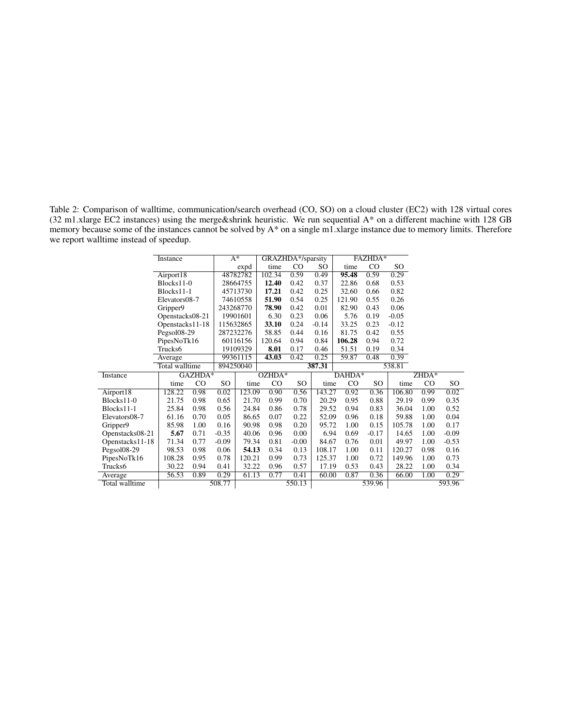Table 2: Comparison of walltime, communication/search overhead (CO, SO) on a cloud cluster (EC2) with 128 virtual cores (32 m1.xlarge EC2 instances) using the merge&shrink heuristic. We run sequential A* on a different machine with 128 GB memory because some of the instances cannot be solved by A* on a single m1.xlarge instance due to memory limits. Therefore we report walltime instead of speedup.

| Instance | A* | GRAZHDA*/sparsity | | | FAZHDA* | | |
|---|---|---|---|---|---|---|---|
| | expd | time | CO | SO | time | CO | SO |
| Airport18 | 48782782 | 102.34 | 0.59 | 0.49 | **95.48** | 0.59 | 0.29 |
| Blocks11-0 | 28664755 | **12.40** | 0.42 | 0.37 | 22.86 | 0.68 | 0.53 |
| Blocks11-1 | 45713730 | **17.21** | 0.42 | 0.25 | 32.60 | 0.66 | 0.82 |
| Elevators08-7 | 74610558 | **51.90** | 0.54 | 0.25 | 121.90 | 0.55 | 0.26 |
| Gripper9 | 243268770 | **78.90** | 0.42 | 0.01 | 82.90 | 0.43 | 0.06 |
| Openstacks08-21 | 19901601 | 6.30 | 0.23 | 0.06 | 5.76 | 0.19 | -0.05 |
| Openstacks11-18 | 115632865 | **33.10** | 0.24 | -0.14 | 33.25 | 0.23 | -0.12 |
| Pegsol08-29 | 287232276 | 58.85 | 0.44 | 0.16 | 81.75 | 0.42 | 0.55 |
| PipesNoTk16 | 60116156 | 120.64 | 0.94 | 0.84 | **106.28** | 0.94 | 0.72 |
| Trucks6 | 19109329 | **8.01** | 0.17 | 0.46 | 51.51 | 0.19 | 0.34 |
| Average | 99361115 | **43.03** | 0.42 | 0.25 | 59.87 | 0.48 | 0.39 |
| Total walltime | 894250040 | | | **387.31** | | | 538.81 |

| Instance | GAZHDA* | | | OZHDA* | | | DAHDA* | | | ZHDA* | | |
|---|---|---|---|---|---|---|---|---|---|---|---|---|
| | time | CO | SO | time | CO | SO | time | CO | SO | time | CO | SO |
| Airport18 | 128.22 | 0.98 | 0.02 | 123.09 | 0.90 | 0.56 | 143.27 | 0.92 | 0.36 | 106.80 | 0.99 | 0.02 |
| Blocks11-0 | 21.75 | 0.98 | 0.65 | 21.70 | 0.99 | 0.70 | 20.29 | 0.95 | 0.88 | 29.19 | 0.99 | 0.35 |
| Blocks11-1 | 25.84 | 0.98 | 0.56 | 24.84 | 0.86 | 0.78 | 29.52 | 0.94 | 0.83 | 36.04 | 1.00 | 0.52 |
| Elevators08-7 | 61.16 | 0.70 | 0.05 | 86.65 | 0.07 | 0.22 | 52.09 | 0.96 | 0.18 | 59.88 | 1.00 | 0.04 |
| Gripper9 | 85.98 | 1.00 | 0.16 | 90.98 | 0.98 | 0.20 | 95.72 | 1.00 | 0.15 | 105.78 | 1.00 | 0.17 |
| Openstacks08-21 | **5.67** | 0.71 | -0.35 | 40.06 | 0.96 | 0.00 | 6.94 | 0.69 | -0.17 | 14.65 | 1.00 | -0.09 |
| Openstacks11-18 | 71.34 | 0.77 | -0.09 | 79.34 | 0.81 | -0.00 | 84.67 | 0.76 | 0.01 | 49.97 | 1.00 | -0.53 |
| Pegsol08-29 | 98.53 | 0.98 | 0.06 | **54.13** | 0.34 | 0.13 | 108.17 | 1.00 | 0.11 | 120.27 | 0.98 | 0.16 |
| PipesNoTk16 | 108.28 | 0.95 | 0.78 | 120.21 | 0.99 | 0.73 | 125.37 | 1.00 | 0.72 | 149.96 | 1.00 | 0.73 |
| Trucks6 | 30.22 | 0.94 | 0.41 | 32.22 | 0.96 | 0.57 | 17.19 | 0.53 | 0.43 | 28.22 | 1.00 | 0.34 |
| Average | 56.53 | 0.89 | 0.29 | 61.13 | 0.77 | 0.41 | 60.00 | 0.87 | 0.36 | 66.00 | 1.00 | 0.29 |
| Total walltime | | | 508.77 | | | 550.13 | | | 539.96 | | | 593.96 |